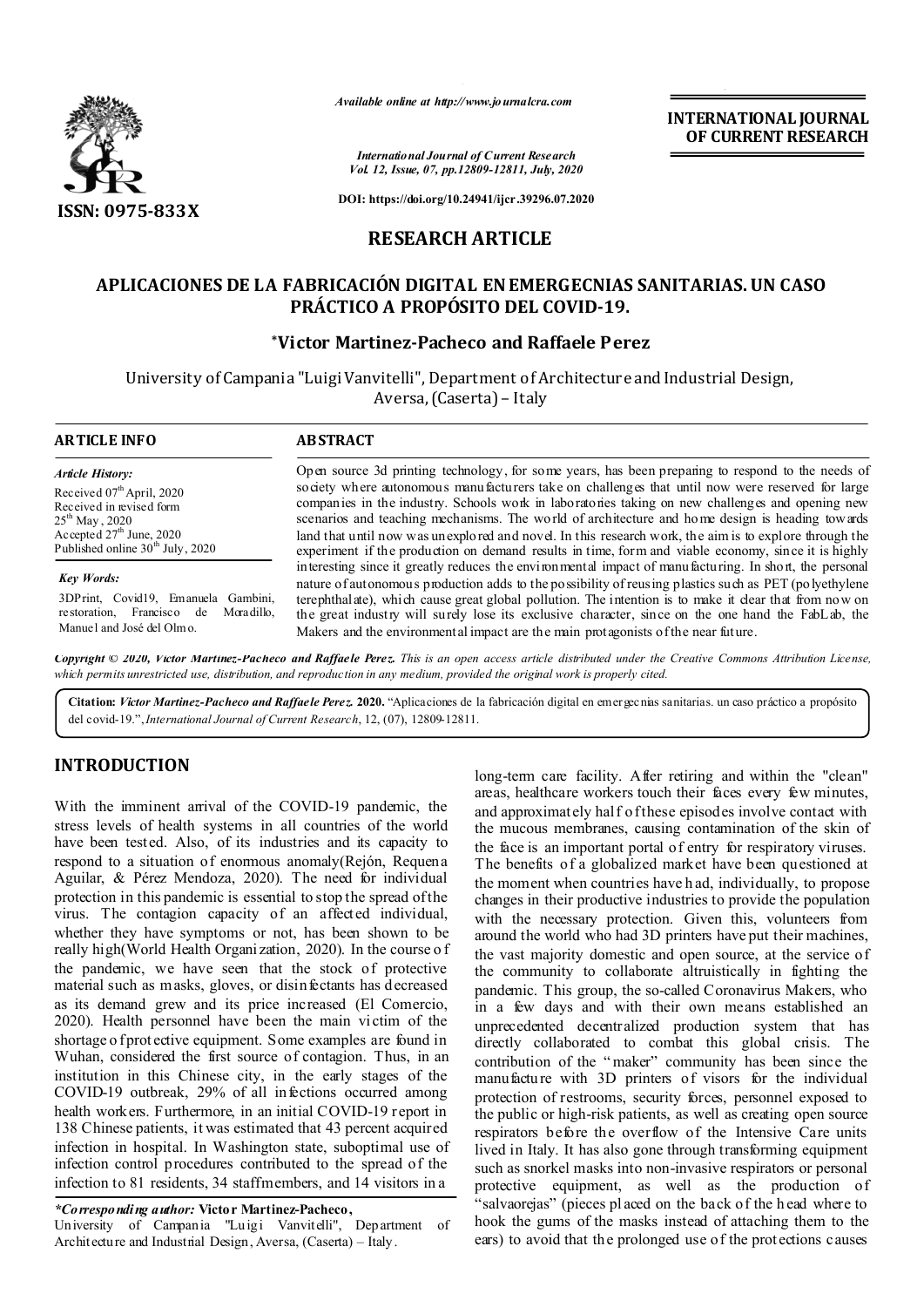*Available online at http://www.journalcra.com*

*International Journal of Current Research*
*Vol. 12, Issue, 07, pp.12809-12811, July, 2020*

**DOI: https://doi.org/10.24941/ijcr.39296.07.2020**

**INTERNATIONAL JOURNAL OF CURRENT RESEARCH**

**ISSN: 0975-833X**

**RESEARCH ARTICLE**

# APLICACIONES DE LA FABRICACIÓN DIGITAL EN EMERGECNIAS SANITARIAS. UN CASO PRÁCTICO A PROPÓSITO DEL COVID-19.

**\*Victor Martinez-Pacheco and Raffaele Perez**

University of Campania "Luigi Vanvitelli", Department of Architecture and Industrial Design, Aversa, (Caserta) – Italy

## ARTICLE INFO

*Article History:*

Received 07th April, 2020
Received in revised form 25th May, 2020
Accepted 27th June, 2020
Published online 30th July, 2020

*Key Words:*

3DPrint, Covid19, Emanuela Gambini, restoration, Francisco de Moradillo, Manuel and José del Olmo.

## ABSTRACT

Open source 3d printing technology, for some years, has been preparing to respond to the needs of society where autonomous manufacturers take on challenges that until now were reserved for large companies in the industry. Schools work in laboratories taking on new challenges and opening new scenarios and teaching mechanisms. The world of architecture and home design is heading towards land that until now was unexplored and novel. In this research work, the aim is to explore through the experiment if the production on demand results in time, form and viable economy, since it is highly interesting since it greatly reduces the environmental impact of manufacturing. In short, the personal nature of autonomous production adds to the possibility of reusing plastics such as PET (polyethylene terephthalate), which cause great global pollution. The intention is to make it clear that from now on the great industry will surely lose its exclusive character, since on the one hand the FabLab, the Makers and the environmental impact are the main protagonists of the near future.

*Copyright © 2020, Victor Martinez-Pacheco and Raffaele Perez. This is an open access article distributed under the Creative Commons Attribution License, which permits unrestricted use, distribution, and reproduction in any medium, provided the original work is properly cited.*

**Citation:** ***Victor Martinez-Pacheco and Raffaele Perez.* 2020.** "Aplicaciones de la fabricación digital en emergecnias sanitarias. un caso práctico a propósito del covid-19.", *International Journal of Current Research*, 12, (07), 12809-12811.

## INTRODUCTION

With the imminent arrival of the COVID-19 pandemic, the stress levels of health systems in all countries of the world have been tested. Also, of its industries and its capacity to respond to a situation of enormous anomaly(Rejón, Requena Aguilar, & Pérez Mendoza, 2020). The need for individual protection in this pandemic is essential to stop the spread of the virus. The contagion capacity of an affected individual, whether they have symptoms or not, has been shown to be really high(World Health Organization, 2020). In the course of the pandemic, we have seen that the stock of protective material such as masks, gloves, or disinfectants has decreased as its demand grew and its price increased (El Comercio, 2020). Health personnel have been the main victim of the shortage of protective equipment. Some examples are found in Wuhan, considered the first source of contagion. Thus, in an institution in this Chinese city, in the early stages of the COVID-19 outbreak, 29% of all infections occurred among health workers. Furthermore, in an initial COVID-19 report in 138 Chinese patients, it was estimated that 43 percent acquired infection in hospital. In Washington state, suboptimal use of infection control procedures contributed to the spread of the infection to 81 residents, 34 staff members, and 14 visitors in a long-term care facility. After retiring and within the "clean" areas, healthcare workers touch their faces every few minutes, and approximately half of these episodes involve contact with the mucous membranes, causing contamination of the skin of the face is an important portal of entry for respiratory viruses. The benefits of a globalized market have been questioned at the moment when countries have had, individually, to propose changes in their productive industries to provide the population with the necessary protection. Given this, volunteers from around the world who had 3D printers have put their machines, the vast majority domestic and open source, at the service of the community to collaborate altruistically in fighting the pandemic. This group, the so-called Coronavirus Makers, who in a few days and with their own means established an unprecedented decentralized production system that has directly collaborated to combat this global crisis. The contribution of the "maker" community has been since the manufacture with 3D printers of visors for the individual protection of restrooms, security forces, personnel exposed to the public or high-risk patients, as well as creating open source respirators before the overflow of the Intensive Care units lived in Italy. It has also gone through transforming equipment such as snorkel masks into non-invasive respirators or personal protective equipment, as well as the production of "salvaorejas" (pieces placed on the back of the head where to hook the gums of the masks instead of attaching them to the ears) to avoid that the prolonged use of the protections causes

*\*Corresponding author:* **Victor Martinez-Pacheco,**
University of Campania "Luigi Vanvitelli", Department of Architecture and Industrial Design, Aversa, (Caserta) – Italy.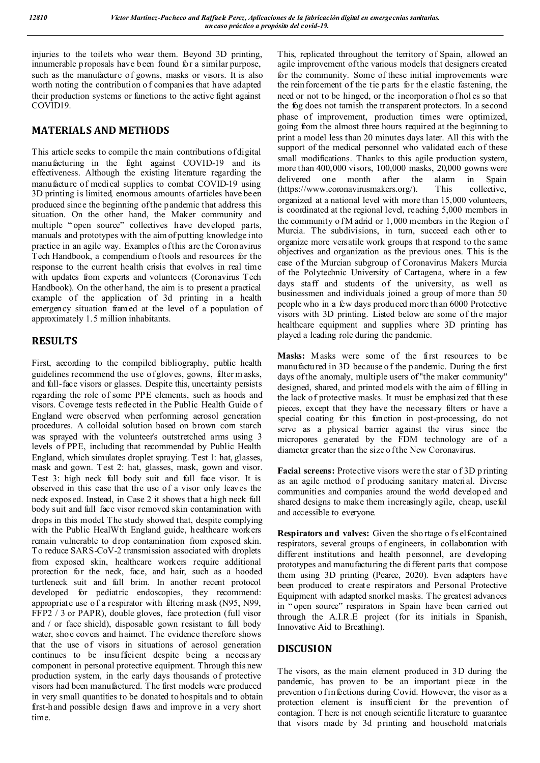injuries to the toilets who wear them. Beyond 3D printing, innumerable proposals have been found for a similar purpose, such as the manufacture of gowns, masks or visors. It is also worth noting the contribution of companies that have adapted their production systems or functions to the active fight against COVID19.

## MATERIALS AND METHODS

This article seeks to compile the main contributions of digital manufacturing in the fight against COVID-19 and its effectiveness. Although the existing literature regarding the manufacture of medical supplies to combat COVID-19 using 3D printing is limited, enormous amounts of articles have been produced since the beginning of the pandemic that address this situation. On the other hand, the Maker community and multiple "open source" collectives have developed parts, manuals and prototypes with the aim of putting knowledge into practice in an agile way. Examples of this are the Coronavirus Tech Handbook, a compendium of tools and resources for the response to the current health crisis that evolves in real time with updates from experts and volunteers (Coronavirus Tech Handbook). On the other hand, the aim is to present a practical example of the application of 3d printing in a health emergency situation framed at the level of a population of approximately 1.5 million inhabitants.

## RESULTS

First, according to the compiled bibliography, public health guidelines recommend the use of gloves, gowns, filter masks, and full-face visors or glasses. Despite this, uncertainty persists regarding the role of some PPE elements, such as hoods and visors. Coverage tests reflected in the Public Health Guide of England were observed when performing aerosol generation procedures. A colloidal solution based on brown corn starch was sprayed with the volunteer's outstretched arms using 3 levels of PPE, including that recommended by Public Health England, which simulates droplet spraying. Test 1: hat, glasses, mask and gown. Test 2: hat, glasses, mask, gown and visor. Test 3: high neck full body suit and full face visor. It is observed in this case that the use of a visor only leaves the neck exposed. Instead, in Case 2 it shows that a high neck full body suit and full face visor removed skin contamination with drops in this model. The study showed that, despite complying with the Public HealWth England guide, healthcare workers remain vulnerable to drop contamination from exposed skin. To reduce SARS-CoV-2 transmission associated with droplets from exposed skin, healthcare workers require additional protection for the neck, face, and hair, such as a hooded turtleneck suit and full brim. In another recent protocol developed for pediatric endoscopies, they recommend: appropriate use of a respirator with filtering mask (N95, N99, FFP2 / 3 or PAPR), double gloves, face protection (full visor and / or face shield), disposable gown resistant to full body water, shoe covers and hairnet. The evidence therefore shows that the use of visors in situations of aerosol generation continues to be insufficient despite being a necessary component in personal protective equipment. Through this new production system, in the early days thousands of protective visors had been manufactured. The first models were produced in very small quantities to be donated to hospitals and to obtain first-hand possible design flaws and improve in a very short time.

This, replicated throughout the territory of Spain, allowed an agile improvement of the various models that designers created for the community. Some of these initial improvements were the reinforcement of the tie parts for the elastic fastening, the need or not to be hinged, or the incorporation of holes so that the fog does not tarnish the transparent protectors. In a second phase of improvement, production times were optimized, going from the almost three hours required at the beginning to print a model less than 20 minutes days later. All this with the support of the medical personnel who validated each of these small modifications. Thanks to this agile production system, more than 400,000 visors, 100,000 masks, 20,000 gowns were delivered one month after the alarm in Spain (https://www.coronavirusmakers.org/). This collective, organized at a national level with more than 15,000 volunteers, is coordinated at the regional level, reaching 5,000 members in the community of Madrid or 1,000 members in the Region of Murcia. The subdivisions, in turn, succeed each other to organize more versatile work groups that respond to the same objectives and organization as the previous ones. This is the case of the Murcian subgroup of Coronavirus Makers Murcia of the Polytechnic University of Cartagena, where in a few days staff and students of the university, as well as businessmen and individuals joined a group of more than 50 people who in a few days produced more than 6000 Protective visors with 3D printing. Listed below are some of the major healthcare equipment and supplies where 3D printing has played a leading role during the pandemic.

**Masks:** Masks were some of the first resources to be manufactured in 3D because of the pandemic. During the first days of the anomaly, multiple users of "the maker community" designed, shared, and printed models with the aim of filling in the lack of protective masks. It must be emphasized that these pieces, except that they have the necessary filters or have a special coating for this function in post-processing, do not serve as a physical barrier against the virus since the micropores generated by the FDM technology are of a diameter greater than the size of the New Coronavirus.

**Facial screens:** Protective visors were the star of 3D printing as an agile method of producing sanitary material. Diverse communities and companies around the world developed and shared designs to make them increasingly agile, cheap, useful and accessible to everyone.

**Respirators and valves:** Given the shortage of self-contained respirators, several groups of engineers, in collaboration with different institutions and health personnel, are developing prototypes and manufacturing the different parts that compose them using 3D printing (Pearce, 2020). Even adapters have been produced to create respirators and Personal Protective Equipment with adapted snorkel masks. The greatest advances in "open source" respirators in Spain have been carried out through the A.I.R.E project (for its initials in Spanish, Innovative Aid to Breathing).

## DISCUSION

The visors, as the main element produced in 3D during the pandemic, has proven to be an important piece in the prevention of infections during Covid. However, the visor as a protection element is insufficient for the prevention of contagion. There is not enough scientific literature to guarantee that visors made by 3d printing and household materials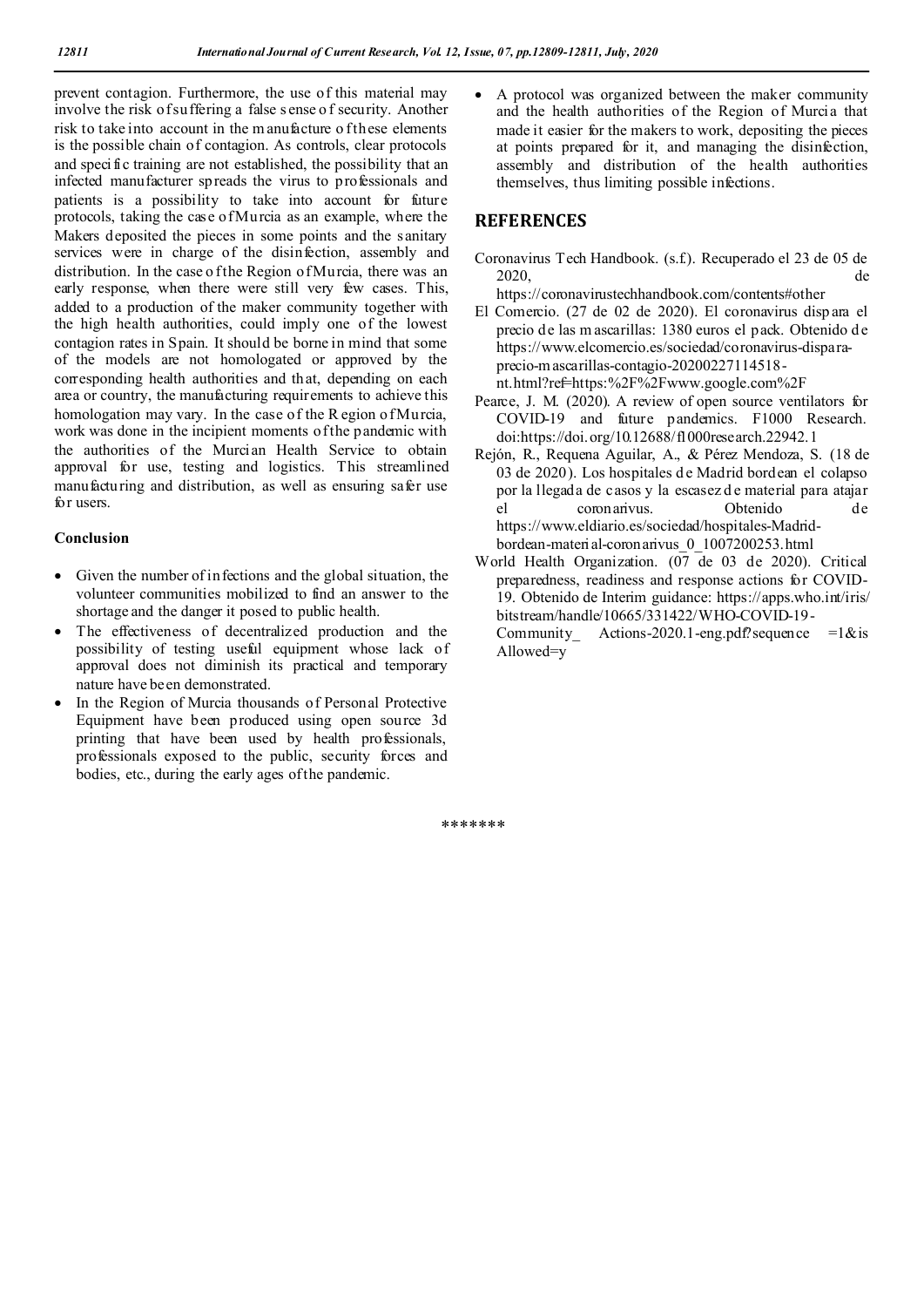prevent contagion. Furthermore, the use of this material may involve the risk of suffering a false sense of security. Another risk to take into account in the manufacture of these elements is the possible chain of contagion. As controls, clear protocols and specific training are not established, the possibility that an infected manufacturer spreads the virus to professionals and patients is a possibility to take into account for future protocols, taking the case of Murcia as an example, where the Makers deposited the pieces in some points and the sanitary services were in charge of the disinfection, assembly and distribution. In the case of the Region of Murcia, there was an early response, when there were still very few cases. This, added to a production of the maker community together with the high health authorities, could imply one of the lowest contagion rates in Spain. It should be borne in mind that some of the models are not homologated or approved by the corresponding health authorities and that, depending on each area or country, the manufacturing requirements to achieve this homologation may vary. In the case of the Region of Murcia, work was done in the incipient moments of the pandemic with the authorities of the Murcian Health Service to obtain approval for use, testing and logistics. This streamlined manufacturing and distribution, as well as ensuring safer use for users.

### Conclusion

- Given the number of infections and the global situation, the volunteer communities mobilized to find an answer to the shortage and the danger it posed to public health.
- The effectiveness of decentralized production and the possibility of testing useful equipment whose lack of approval does not diminish its practical and temporary nature have been demonstrated.
- In the Region of Murcia thousands of Personal Protective Equipment have been produced using open source 3d printing that have been used by health professionals, professionals exposed to the public, security forces and bodies, etc., during the early ages of the pandemic.
- A protocol was organized between the maker community and the health authorities of the Region of Murcia that made it easier for the makers to work, depositing the pieces at points prepared for it, and managing the disinfection, assembly and distribution of the health authorities themselves, thus limiting possible infections.

## REFERENCES

Coronavirus Tech Handbook. (s.f.). Recuperado el 23 de 05 de 2020, de https://coronavirustechhandbook.com/contents#other

El Comercio. (27 de 02 de 2020). El coronavirus dispara el precio de las mascarillas: 1380 euros el pack. Obtenido de https://www.elcomercio.es/sociedad/coronavirus-dispara-precio-mascarillas-contagio-20200227114518-nt.html?ref=https:%2F%2Fwww.google.com%2F

Pearce, J. M. (2020). A review of open source ventilators for COVID-19 and future pandemics. F1000 Research. doi:https://doi.org/10.12688/f1000research.22942.1

Rejón, R., Requena Aguilar, A., & Pérez Mendoza, S. (18 de 03 de 2020). Los hospitales de Madrid bordean el colapso por la llegada de casos y la escasez de material para atajar el coronavirus. Obtenido de https://www.eldiario.es/sociedad/hospitales-Madrid-bordean-material-coronavirus_0_1007200253.html

World Health Organization. (07 de 03 de 2020). Critical preparedness, readiness and response actions for COVID-19. Obtenido de Interim guidance: https://apps.who.int/iris/bitstream/handle/10665/331422/WHO-COVID-19-Community_ Actions-2020.1-eng.pdf?sequence =1&isAllowed=y

*******